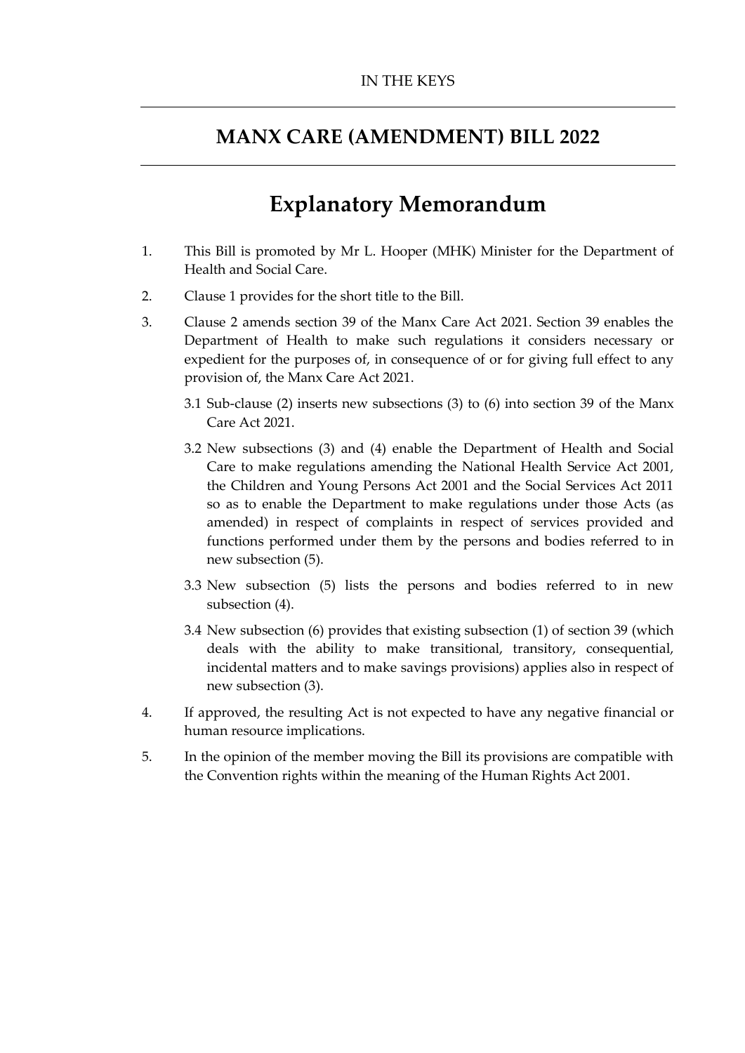IN THE KEYS

# MANX CARE (AMENDMENT) BILL 2022

## Explanatory Memorandum

1. This Bill is promoted by Mr L. Hooper (MHK) Minister for the Department of Health and Social Care.

2. Clause 1 provides for the short title to the Bill.

3. Clause 2 amends section 39 of the Manx Care Act 2021. Section 39 enables the Department of Health to make such regulations it considers necessary or expedient for the purposes of, in consequence of or for giving full effect to any provision of, the Manx Care Act 2021.

   3.1 Sub-clause (2) inserts new subsections (3) to (6) into section 39 of the Manx Care Act 2021.

   3.2 New subsections (3) and (4) enable the Department of Health and Social Care to make regulations amending the National Health Service Act 2001, the Children and Young Persons Act 2001 and the Social Services Act 2011 so as to enable the Department to make regulations under those Acts (as amended) in respect of complaints in respect of services provided and functions performed under them by the persons and bodies referred to in new subsection (5).

   3.3 New subsection (5) lists the persons and bodies referred to in new subsection (4).

   3.4 New subsection (6) provides that existing subsection (1) of section 39 (which deals with the ability to make transitional, transitory, consequential, incidental matters and to make savings provisions) applies also in respect of new subsection (3).

4. If approved, the resulting Act is not expected to have any negative financial or human resource implications.

5. In the opinion of the member moving the Bill its provisions are compatible with the Convention rights within the meaning of the Human Rights Act 2001.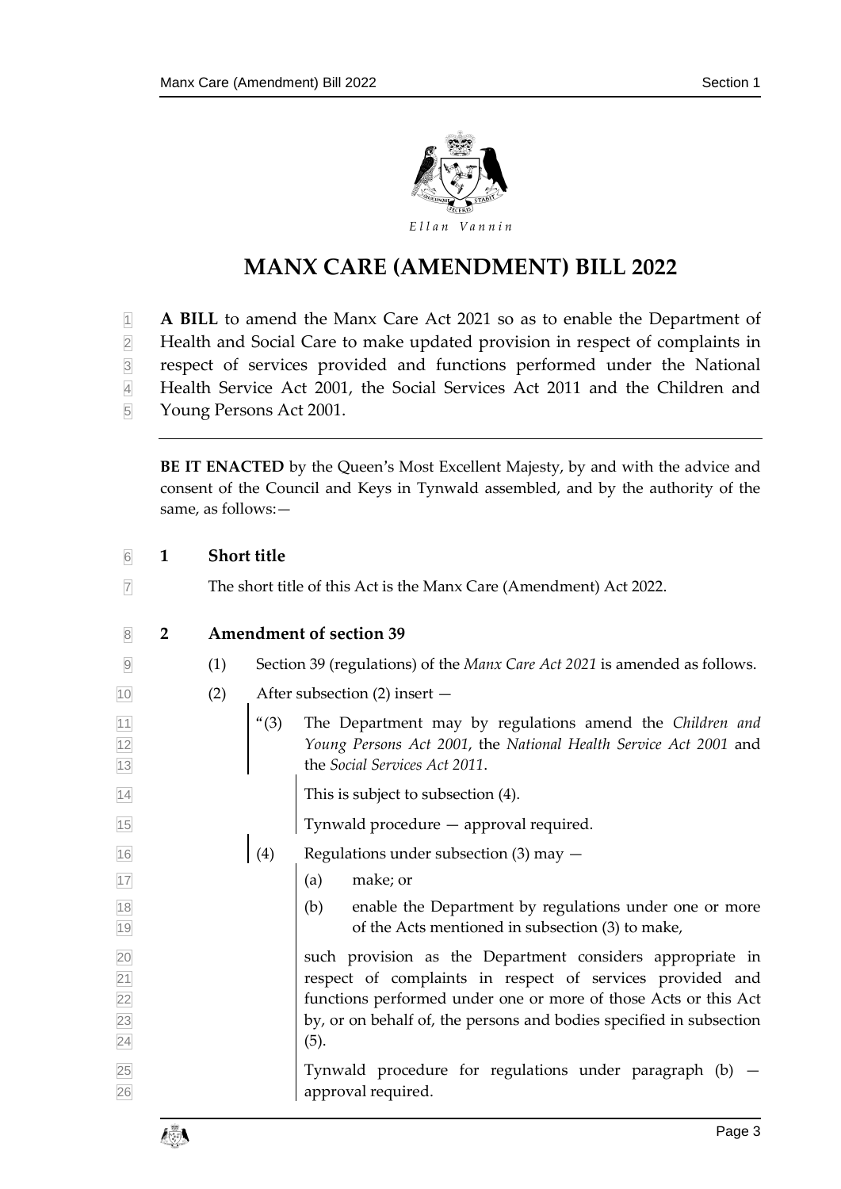Ellan Vannin

# MANX CARE (AMENDMENT) BILL 2022

**A BILL** to amend the Manx Care Act 2021 so as to enable the Department of Health and Social Care to make updated provision in respect of complaints in respect of services provided and functions performed under the National Health Service Act 2001, the Social Services Act 2011 and the Children and Young Persons Act 2001.

---

**BE IT ENACTED** by the Queen's Most Excellent Majesty, by and with the advice and consent of the Council and Keys in Tynwald assembled, and by the authority of the same, as follows:—

## 1 Short title

The short title of this Act is the Manx Care (Amendment) Act 2022.

## 2 Amendment of section 39

(1) Section 39 (regulations) of the *Manx Care Act 2021* is amended as follows.

(2) After subsection (2) insert —

> "(3) The Department may by regulations amend the *Children and Young Persons Act 2001*, the *National Health Service Act 2001* and the *Social Services Act 2011*.
>
> This is subject to subsection (4).
>
> Tynwald procedure — approval required.
>
> (4) Regulations under subsection (3) may —
>
> (a) make; or
>
> (b) enable the Department by regulations under one or more of the Acts mentioned in subsection (3) to make,
>
> such provision as the Department considers appropriate in respect of complaints in respect of services provided and functions performed under one or more of those Acts or this Act by, or on behalf of, the persons and bodies specified in subsection (5).
>
> Tynwald procedure for regulations under paragraph (b) — approval required.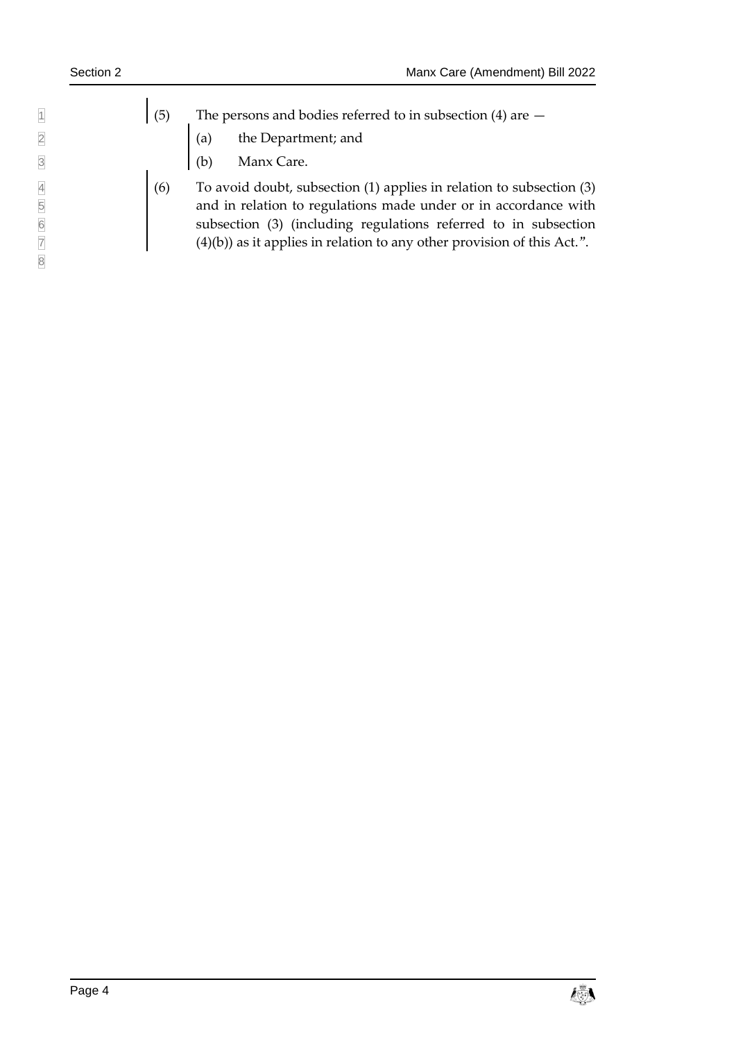(5) The persons and bodies referred to in subsection (4) are —

(a) the Department; and

(b) Manx Care.

(6) To avoid doubt, subsection (1) applies in relation to subsection (3) and in relation to regulations made under or in accordance with subsection (3) (including regulations referred to in subsection (4)(b)) as it applies in relation to any other provision of this Act.".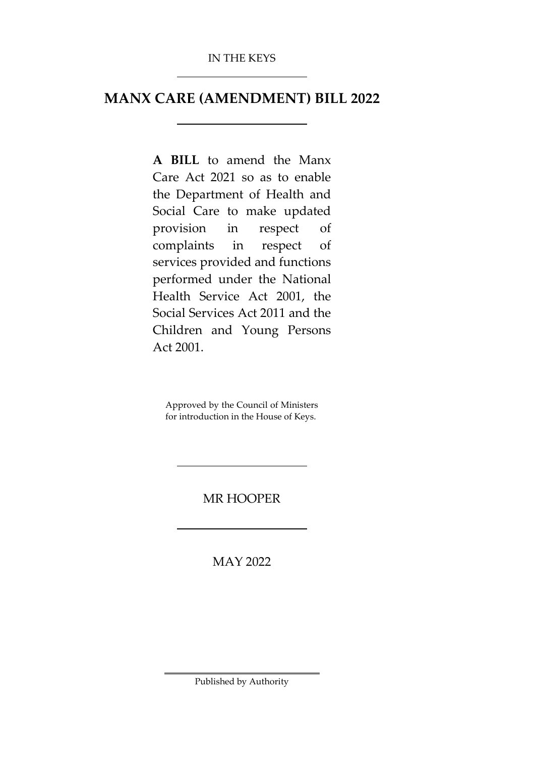IN THE KEYS

# MANX CARE (AMENDMENT) BILL 2022

**A BILL** to amend the Manx Care Act 2021 so as to enable the Department of Health and Social Care to make updated provision in respect of complaints in respect of services provided and functions performed under the National Health Service Act 2001, the Social Services Act 2011 and the Children and Young Persons Act 2001.

Approved by the Council of Ministers for introduction in the House of Keys.

MR HOOPER

MAY 2022

Published by Authority